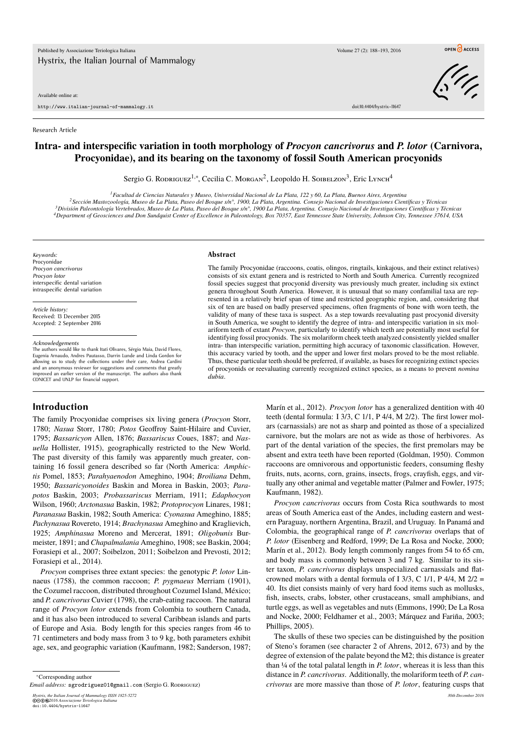Research Article

# Intra- and interspecific variation in tooth morphology of *Procyon cancrivorus* and *P. lotor* (Carnivora, Procyonidae), and its bearing on the taxonomy of fossil South American procyonids

Sergio G. Rodriguez[1,*], Cecilia C. Morgan[2], Leopoldo H. Soibelzon[3], Eric Lynch[4]

[1] *Facultad de Ciencias Naturales y Museo, Universidad Nacional de La Plata, 122 y 60, La Plata, Buenos Aires, Argentina*
[2] *Sección Mastozoología, Museo de La Plata, Paseo del Bosque s/n°, 1900, La Plata, Argentina. Consejo Nacional de Investigaciones Científicas y Técnicas*
[3] *División Paleontología Vertebrados, Museo de La Plata, Paseo del Bosque s/n°, 1900 La Plata, Argentina. Consejo Nacional de Investigaciones Científicas y Técnicas*
[4] *Department of Geosciences and Don Sundquist Center of Excellence in Paleontology, Box 70357, East Tennessee State University, Johnson City, Tennessee 37614, USA*

*Keywords:*
Procyonidae
*Procyon cancrivorus*
*Procyon lotor*
interspecific dental variation
intraspecific dental variation

*Article history:*
Received: 13 December 2015
Accepted: 2 September 2016

*Acknowledgements*
The authors would like to thank Itati Olivares, Sérgio Maia, David Flores, Eugenia Arnaudo, Andres Pautasso, Darrin Lunde and Linda Gordon for allowing us to study the collections under their care, Andrea Cardini and an anonymous reviewer for suggestions and comments that greatly improved an earlier version of the manuscript. The authors also thank CONICET and UNLP for financial support.

## Abstract

The family Procyonidae (raccoons, coatis, olingos, ringtails, kinkajous, and their extinct relatives) consists of six extant genera and is restricted to North and South America. Currently recognized fossil species suggest that procyonid diversity was previously much greater, including six extinct genera throughout South America. However, it is unusual that so many confamilial taxa are represented in a relatively brief span of time and restricted geographic region, and, considering that six of ten are based on badly preserved specimens, often fragments of bone with worn teeth, the validity of many of these taxa is suspect. As a step towards reevaluating past procyonid diversity in South America, we sought to identify the degree of intra- and interspecific variation in six molariform teeth of extant *Procyon*, particularly to identify which teeth are potentially most useful for identifying fossil procyonids. The six molariform cheek teeth analyzed consistently yielded smaller intra- than interspecific variation, permitting high accuracy of taxonomic classification. However, this accuracy varied by tooth, and the upper and lower first molars proved to be the most reliable. Thus, these particular teeth should be preferred, if available, as bases for recognizing extinct species of procyonids or reevaluating currently recognized extinct species, as a means to prevent *nomina dubia*.

## Introduction

The family Procyonidae comprises six living genera (*Procyon* Storr, 1780; *Nasua* Storr, 1780; *Potos* Geoffroy Saint-Hilaire and Cuvier, 1795; *Bassaricyon* Allen, 1876; *Bassariscus* Coues, 1887; and *Nasuella* Hollister, 1915), geographically restricted to the New World. The past diversity of this family was apparently much greater, containing 16 fossil genera described so far (North America: *Amphictis* Pomel, 1853; *Parahyaenodon* Ameghino, 1904; *Broiliana* Dehm, 1950; *Bassaricyonoides* Baskin and Morea in Baskin, 2003; *Parapotos* Baskin, 2003; *Probassariscus* Merriam, 1911; *Edaphocyon* Wilson, 1960; *Arctonasua* Baskin, 1982; *Protoprocyon* Linares, 1981; *Paranasua* Baskin, 1982; South America: *Cyonasua* Ameghino, 1885; *Pachynasua* Rovereto, 1914; *Brachynasua* Ameghino and Kraglievich, 1925; *Amphinasua* Moreno and Mercerat, 1891; *Oligobunis* Burmeister, 1891; and *Chapalmalania* Ameghino, 1908; see Baskin, 2004; Forasiepi et al., 2007; Soibelzon, 2011; Soibelzon and Prevosti, 2012; Forasiepi et al., 2014).

*Procyon* comprises three extant species: the genotypic *P. lotor* Linnaeus (1758), the common raccoon; *P. pygmaeus* Merriam (1901), the Cozumel raccoon, distributed throughout Cozumel Island, México; and *P. cancrivorus* Cuvier (1798), the crab-eating raccoon. The natural range of *Procyon lotor* extends from Colombia to southern Canada, and it has also been introduced to several Caribbean islands and parts of Europe and Asia. Body length for this species ranges from 46 to 71 centimeters and body mass from 3 to 9 kg, both parameters exhibit age, sex, and geographic variation (Kaufmann, 1982; Sanderson, 1987; Marín et al., 2012). *Procyon lotor* has a generalized dentition with 40 teeth (dental formula: I 3/3, C 1/1, P 4/4, M 2/2). The first lower molars (carnassials) are not as sharp and pointed as those of a specialized carnivore, but the molars are not as wide as those of herbivores. As part of the dental variation of the species, the first premolars may be absent and extra teeth have been reported (Goldman, 1950). Common raccoons are omnivorous and opportunistic feeders, consuming fleshy fruits, nuts, acorns, corn, grains, insects, frogs, crayfish, eggs, and virtually any other animal and vegetable matter (Palmer and Fowler, 1975; Kaufmann, 1982).

*Procyon cancrivorus* occurs from Costa Rica southwards to most areas of South America east of the Andes, including eastern and western Paraguay, northern Argentina, Brazil, and Uruguay. In Panamá and Colombia, the geographical range of *P. cancrivorus* overlaps that of *P. lotor* (Eisenberg and Redford, 1999; De La Rosa and Nocke, 2000; Marín et al., 2012). Body length commonly ranges from 54 to 65 cm, and body mass is commonly between 3 and 7 kg. Similar to its sister taxon, *P. cancrivorus* displays unspecialized carnassials and flat-crowned molars with a dental formula of I 3/3, C 1/1, P 4/4, M 2/2 = 40. Its diet consists mainly of very hard food items such as mollusks, fish, insects, crabs, lobster, other crustaceans, small amphibians, and turtle eggs, as well as vegetables and nuts (Emmons, 1990; De La Rosa and Nocke, 2000; Feldhamer et al., 2003; Márquez and Fariña, 2003; Phillips, 2005).

The skulls of these two species can be distinguished by the position of Steno's foramen (see character 2 of Ahrens, 2012, 673) and by the degree of extension of the palate beyond the M2; this distance is greater than ¼ of the total palatal length in *P. lotor*, whereas it is less than this distance in *P. cancrivorus*. Additionally, the molariform teeth of *P. cancrivorus* are more massive than those of *P. lotor*, featuring cusps that

*Corresponding author
*Email address:* sgrodriguez01@gmail.com (Sergio G. Rodriguez)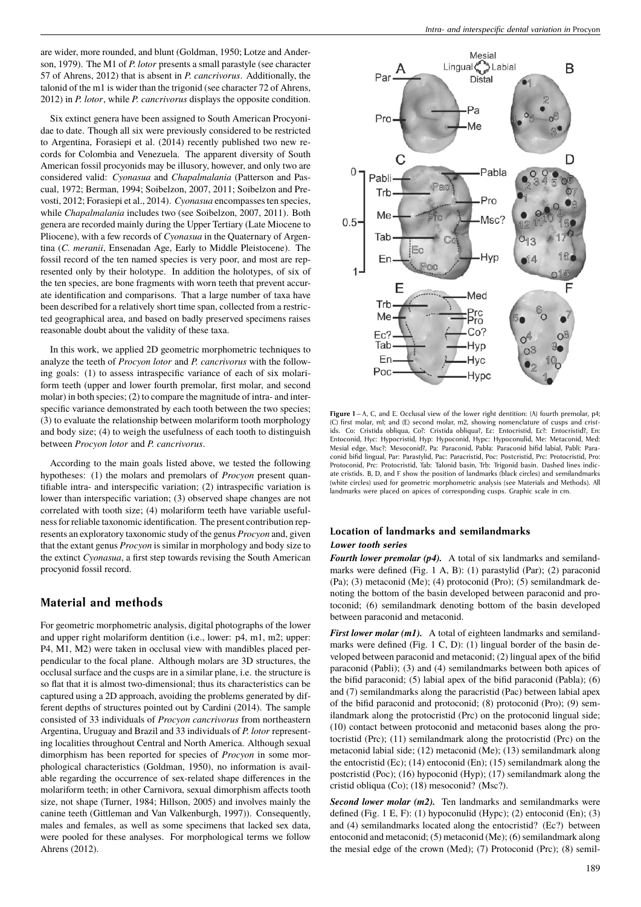are wider, more rounded, and blunt (Goldman, 1950; Lotze and Anderson, 1979). The M1 of *P. lotor* presents a small parastyle (see character 57 of Ahrens, 2012) that is absent in *P. cancrivorus*. Additionally, the talonid of the m1 is wider than the trigonid (see character 72 of Ahrens, 2012) in *P. lotor*, while *P. cancrivorus* displays the opposite condition.

Six extinct genera have been assigned to South American Procyonidae to date. Though all six were previously considered to be restricted to Argentina, Forasiepi et al. (2014) recently published two new records for Colombia and Venezuela. The apparent diversity of South American fossil procyonids may be illusory, however, and only two are considered valid: *Cyonasua* and *Chapalmalania* (Patterson and Pascual, 1972; Berman, 1994; Soibelzon, 2007, 2011; Soibelzon and Prevosti, 2012; Forasiepi et al., 2014). *Cyonasua* encompasses ten species, while *Chapalmalania* includes two (see Soibelzon, 2007, 2011). Both genera are recorded mainly during the Upper Tertiary (Late Miocene to Pliocene), with a few records of *Cyonasua* in the Quaternary of Argentina (*C. meranii*, Ensenadan Age, Early to Middle Pleistocene). The fossil record of the ten named species is very poor, and most are represented only by their holotype. In addition the holotypes, of six of the ten species, are bone fragments with worn teeth that prevent accurate identification and comparisons. That a large number of taxa have been described for a relatively short time span, collected from a restricted geographical area, and based on badly preserved specimens raises reasonable doubt about the validity of these taxa.

In this work, we applied 2D geometric morphometric techniques to analyze the teeth of *Procyon lotor* and *P. cancrivorus* with the following goals: (1) to assess intraspecific variance of each of six molariform teeth (upper and lower fourth premolar, first molar, and second molar) in both species; (2) to compare the magnitude of intra- and interspecific variance demonstrated by each tooth between the two species; (3) to evaluate the relationship between molariform tooth morphology and body size; (4) to weigh the usefulness of each tooth to distinguish between *Procyon lotor* and *P. cancrivorus*.

According to the main goals listed above, we tested the following hypotheses: (1) the molars and premolars of *Procyon* present quantifiable intra- and interspecific variation; (2) intraspecific variation is lower than interspecific variation; (3) observed shape changes are not correlated with tooth size; (4) molariform teeth have variable usefulness for reliable taxonomic identification. The present contribution represents an exploratory taxonomic study of the genus *Procyon* and, given that the extant genus *Procyon* is similar in morphology and body size to the extinct *Cyonasua*, a first step towards revising the South American procyonid fossil record.

## Material and methods

For geometric morphometric analysis, digital photographs of the lower and upper right molariform dentition (i.e., lower: p4, m1, m2; upper: P4, M1, M2) were taken in occlusal view with mandibles placed perpendicular to the focal plane. Although molars are 3D structures, the occlusal surface and the cusps are in a similar plane, i.e. the structure is so flat that it is almost two-dimensional; thus its characteristics can be captured using a 2D approach, avoiding the problems generated by different depths of structures pointed out by Cardini (2014). The sample consisted of 33 individuals of *Procyon cancrivorus* from northeastern Argentina, Uruguay and Brazil and 33 individuals of *P. lotor* representing localities throughout Central and North America. Although sexual dimorphism has been reported for species of *Procyon* in some morphological characteristics (Goldman, 1950), no information is available regarding the occurrence of sex-related shape differences in the molariform teeth; in other Carnivora, sexual dimorphism affects tooth size, not shape (Turner, 1984; Hillson, 2005) and involves mainly the canine teeth (Gittleman and Van Valkenburgh, 1997)). Consequently, males and females, as well as some specimens that lacked sex data, were pooled for these analyses. For morphological terms we follow Ahrens (2012).

**Figure 1** – A, C, and E. Occlusal view of the lower right dentition: (A) fourth premolar, p4; (C) first molar, ml; and (E) second molar, m2, showing nomenclature of cusps and cristids. Co: Cristida obliqua, Co?: Cristida obliqua?, Ec: Entocristid, Ec?: Entocristid?, En: Entoconid, Hyc: Hypocristid, Hyp: Hypoconid, Hypc: Hypoconulid, Me: Metaconid, Med: Mesial edge, Msc?: Mesoconid?, Pa: Paraconid, Pabla: Paraconid bifid labial, Pabli: Paraconid bifid lingual, Par: Parastylid, Pac: Paracristid, Poc: Postcristid, Prc: Protocristid, Pro: Protoconid, Prc: Protocristid, Tab: Talonid basin, Trb: Trigonid basin. Dashed lines indicate cristids. B, D, and F show the position of landmarks (black circles) and semilandmarks (white circles) used for geometric morphometric analysis (see Materials and Methods). All landmarks were placed on apices of corresponding cusps. Graphic scale in cm.

### Location of landmarks and semilandmarks

#### *Lower tooth series*

***Fourth lower premolar (p4).*** A total of six landmarks and semilandmarks were defined (Fig. 1 A, B): (1) parastylid (Par); (2) paraconid (Pa); (3) metaconid (Me); (4) protoconid (Pro); (5) semilandmark denoting the bottom of the basin developed between paraconid and protoconid; (6) semilandmark denoting bottom of the basin developed between paraconid and metaconid.

***First lower molar (m1).*** A total of eighteen landmarks and semilandmarks were defined (Fig. 1 C, D): (1) lingual border of the basin developed between paraconid and metaconid; (2) lingual apex of the bifid paraconid (Pabli); (3) and (4) semilandmarks between both apices of the bifid paraconid; (5) labial apex of the bifid paraconid (Pabla); (6) and (7) semilandmarks along the paracristid (Pac) between labial apex of the bifid paraconid and protoconid; (8) protoconid (Pro); (9) semilandmark along the protocristid (Prc) on the protoconid lingual side; (10) contact between protoconid and metaconid bases along the protocristid (Prc); (11) semilandmark along the protocristid (Prc) on the metaconid labial side; (12) metaconid (Me); (13) semilandmark along the entocristid (Ec); (14) entoconid (En); (15) semilandmark along the postcristid (Poc); (16) hypoconid (Hyp); (17) semilandmark along the cristid obliqua (Co); (18) mesoconid? (Msc?).

***Second lower molar (m2).*** Ten landmarks and semilandmarks were defined (Fig. 1 E, F): (1) hypoconulid (Hypc); (2) entoconid (En); (3) and (4) semilandmarks located along the entocristid? (Ec?) between entoconid and metaconid; (5) metaconid (Me); (6) semilandmark along the mesial edge of the crown (Med); (7) Protoconid (Prc); (8) semil-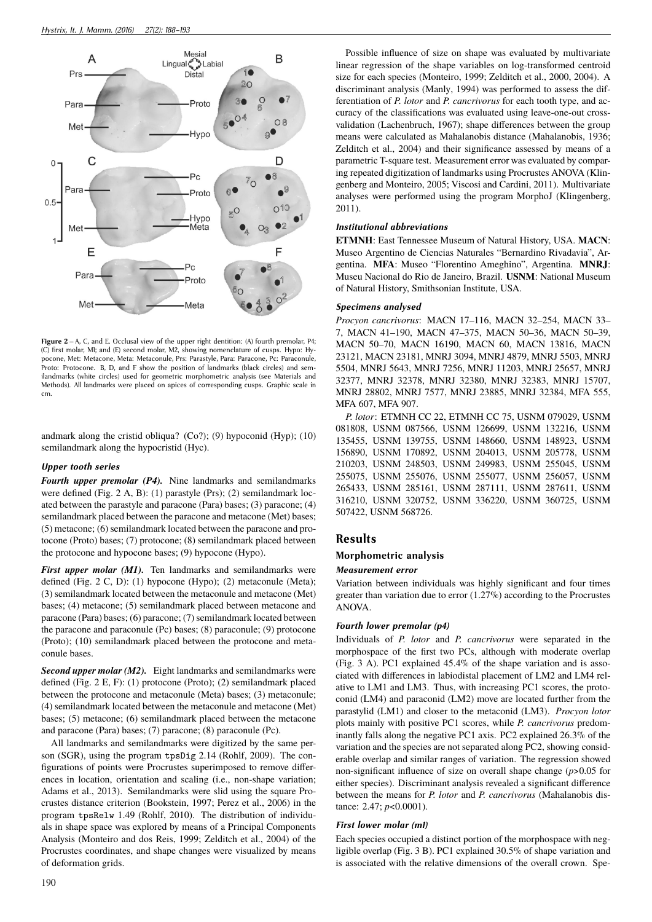**Figure 2** – A, C, and E. Occlusal view of the upper right dentition: (A) fourth premolar, P4; (C) first molar, MI; and (E) second molar, M2, showing nomenclature of cusps. Hypo: Hypocone, Met: Metacone, Meta: Metaconule, Prs: Parastyle, Para: Paracone, Pc: Paraconule, Proto: Protocone. B, D, and F show the position of landmarks (black circles) and semilandmarks (white circles) used for geometric morphometric analysis (see Materials and Methods). All landmarks were placed on apices of corresponding cusps. Graphic scale in cm.

andmark along the cristid obliqua? (Co?); (9) hypoconid (Hyp); (10) semilandmark along the hypocristid (Hyc).

### Upper tooth series

***Fourth upper premolar (P4).*** Nine landmarks and semilandmarks were defined (Fig. 2 A, B): (1) parastyle (Prs); (2) semilandmark located between the parastyle and paracone (Para) bases; (3) paracone; (4) semilandmark placed between the paracone and metacone (Met) bases; (5) metacone; (6) semilandmark located between the paracone and protocone (Proto) bases; (7) protocone; (8) semilandmark placed between the protocone and hypocone bases; (9) hypocone (Hypo).

***First upper molar (M1).*** Ten landmarks and semilandmarks were defined (Fig. 2 C, D): (1) hypocone (Hypo); (2) metaconule (Meta); (3) semilandmark located between the metaconule and metacone (Met) bases; (4) metacone; (5) semilandmark placed between metacone and paracone (Para) bases; (6) paracone; (7) semilandmark located between the paracone and paraconule (Pc) bases; (8) paraconule; (9) protocone (Proto); (10) semilandmark placed between the protocone and metaconule bases.

***Second upper molar (M2).*** Eight landmarks and semilandmarks were defined (Fig. 2 E, F): (1) protocone (Proto); (2) semilandmark placed between the protocone and metaconule (Meta) bases; (3) metaconule; (4) semilandmark located between the metaconule and metacone (Met) bases; (5) metacone; (6) semilandmark placed between the metacone and paracone (Para) bases; (7) paracone; (8) paraconule (Pc).

All landmarks and semilandmarks were digitized by the same person (SGR), using the program tpsDig 2.14 (Rohlf, 2009). The configurations of points were Procrustes superimposed to remove differences in location, orientation and scaling (i.e., non-shape variation; Adams et al., 2013). Semilandmarks were slid using the square Procrustes distance criterion (Bookstein, 1997; Perez et al., 2006) in the program tpsRelw 1.49 (Rohlf, 2010). The distribution of individuals in shape space was explored by means of a Principal Components Analysis (Monteiro and dos Reis, 1999; Zelditch et al., 2004) of the Procrustes coordinates, and shape changes were visualized by means of deformation grids.

Possible influence of size on shape was evaluated by multivariate linear regression of the shape variables on log-transformed centroid size for each species (Monteiro, 1999; Zelditch et al., 2000, 2004). A discriminant analysis (Manly, 1994) was performed to assess the differentiation of *P. lotor* and *P. cancrivorus* for each tooth type, and accuracy of the classifications was evaluated using leave-one-out cross-validation (Lachenbruch, 1967); shape differences between the group means were calculated as Mahalanobis distance (Mahalanobis, 1936; Zelditch et al., 2004) and their significance assessed by means of a parametric T-square test. Measurement error was evaluated by comparing repeated digitization of landmarks using Procrustes ANOVA (Klingenberg and Monteiro, 2005; Viscosi and Cardini, 2011). Multivariate analyses were performed using the program MorphoJ (Klingenberg, 2011).

### Institutional abbreviations

**ETMNH**: East Tennessee Museum of Natural History, USA. **MACN**: Museo Argentino de Ciencias Naturales "Bernardino Rivadavia", Argentina. **MFA**: Museo "Florentino Ameghino", Argentina. **MNRJ**: Museu Nacional do Rio de Janeiro, Brazil. **USNM**: National Museum of Natural History, Smithsonian Institute, USA.

### Specimens analysed

*Procyon cancrivorus*: MACN 17–116, MACN 32–254, MACN 33–7, MACN 41–190, MACN 47–375, MACN 50–36, MACN 50–39, MACN 50–70, MACN 16190, MACN 60, MACN 13816, MACN 23121, MACN 23181, MNRJ 3094, MNRJ 4879, MNRJ 5503, MNRJ 5504, MNRJ 5643, MNRJ 7256, MNRJ 11203, MNRJ 25657, MNRJ 32377, MNRJ 32378, MNRJ 32380, MNRJ 32383, MNRJ 15707, MNRJ 28802, MNRJ 7577, MNRJ 23885, MNRJ 32384, MFA 555, MFA 607, MFA 907.

*P. lotor*: ETMNH CC 22, ETMNH CC 75, USNM 079029, USNM 081808, USNM 087566, USNM 126699, USNM 132216, USNM 135455, USNM 139755, USNM 148660, USNM 148923, USNM 156890, USNM 170892, USNM 204013, USNM 205778, USNM 210203, USNM 248503, USNM 249983, USNM 255045, USNM 255075, USNM 255076, USNM 255077, USNM 256057, USNM 265433, USNM 285161, USNM 287111, USNM 287611, USNM 316210, USNM 320752, USNM 336220, USNM 360725, USNM 507422, USNM 568726.

## Results

### Morphometric analysis

#### Measurement error

Variation between individuals was highly significant and four times greater than variation due to error (1.27%) according to the Procrustes ANOVA.

#### Fourth lower premolar (p4)

Individuals of *P. lotor* and *P. cancrivorus* were separated in the morphospace of the first two PCs, although with moderate overlap (Fig. 3 A). PC1 explained 45.4% of the shape variation and is associated with differences in labiodistal placement of LM2 and LM4 relative to LM1 and LM3. Thus, with increasing PC1 scores, the protoconid (LM4) and paraconid (LM2) move are located further from the parastylid (LM1) and closer to the metaconid (LM3). *Procyon lotor* plots mainly with positive PC1 scores, while *P. cancrivorus* predominantly falls along the negative PC1 axis. PC2 explained 26.3% of the variation and the species are not separated along PC2, showing considerable overlap and similar ranges of variation. The regression showed non-significant influence of size on overall shape change ($p > 0.05$ for either species). Discriminant analysis revealed a significant difference between the means for *P. lotor* and *P. cancrivorus* (Mahalanobis distance: 2.47; $p < 0.0001$).

#### First lower molar (m1)

Each species occupied a distinct portion of the morphospace with negligible overlap (Fig. 3 B). PC1 explained 30.5% of shape variation and is associated with the relative dimensions of the overall crown. Spe-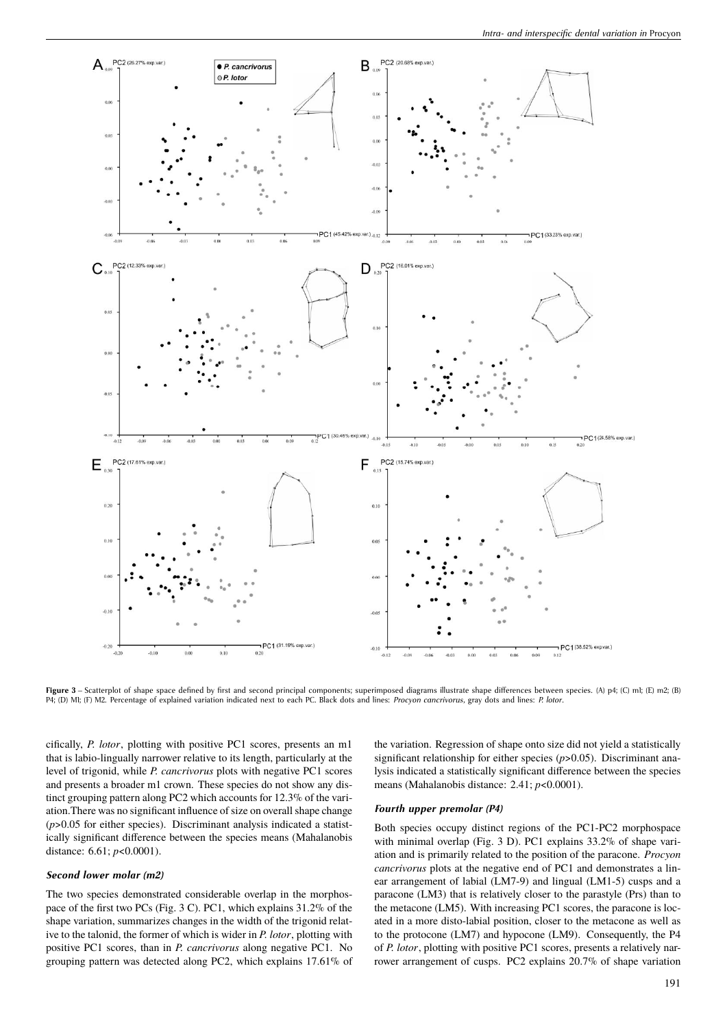**Figure 3** – Scatterplot of shape space defined by first and second principal components; superimposed diagrams illustrate shape differences between species. (A) p4; (C) m1; (E) m2; (B) P4; (D) M1; (F) M2. Percentage of explained variation indicated next to each PC. Black dots and lines: *Procyon cancrivorus*, gray dots and lines: *P. lotor*.

cifically, *P. lotor*, plotting with positive PC1 scores, presents an m1 that is labio-lingually narrower relative to its length, particularly at the level of trigonid, while *P. cancrivorus* plots with negative PC1 scores and presents a broader m1 crown. These species do not show any distinct grouping pattern along PC2 which accounts for 12.3% of the variation. There was no significant influence of size on overall shape change ($p > 0.05$ for either species). Discriminant analysis indicated a statistically significant difference between the species means (Mahalanobis distance: 6.61; $p < 0.0001$).

### Second lower molar (m2)

The two species demonstrated considerable overlap in the morphospace of the first two PCs (Fig. 3 C). PC1, which explains 31.2% of the shape variation, summarizes changes in the width of the trigonid relative to the talonid, the former of which is wider in *P. lotor*, plotting with positive PC1 scores, than in *P. cancrivorus* along negative PC1. No grouping pattern was detected along PC2, which explains 17.61% of the variation. Regression of shape onto size did not yield a statistically significant relationship for either species ($p > 0.05$). Discriminant analysis indicated a statistically significant difference between the species means (Mahalanobis distance: 2.41; $p < 0.0001$).

### Fourth upper premolar (P4)

Both species occupy distinct regions of the PC1-PC2 morphospace with minimal overlap (Fig. 3 D). PC1 explains 33.2% of shape variation and is primarily related to the position of the paracone. *Procyon cancrivorus* plots at the negative end of PC1 and demonstrates a linear arrangement of labial (LM7-9) and lingual (LM1-5) cusps and a paracone (LM3) that is relatively closer to the parastyle (Prs) than to the metacone (LM5). With increasing PC1 scores, the paracone is located in a more disto-labial position, closer to the metacone as well as to the protocone (LM7) and hypocone (LM9). Consequently, the P4 of *P. lotor*, plotting with positive PC1 scores, presents a relatively narrower arrangement of cusps. PC2 explains 20.7% of shape variation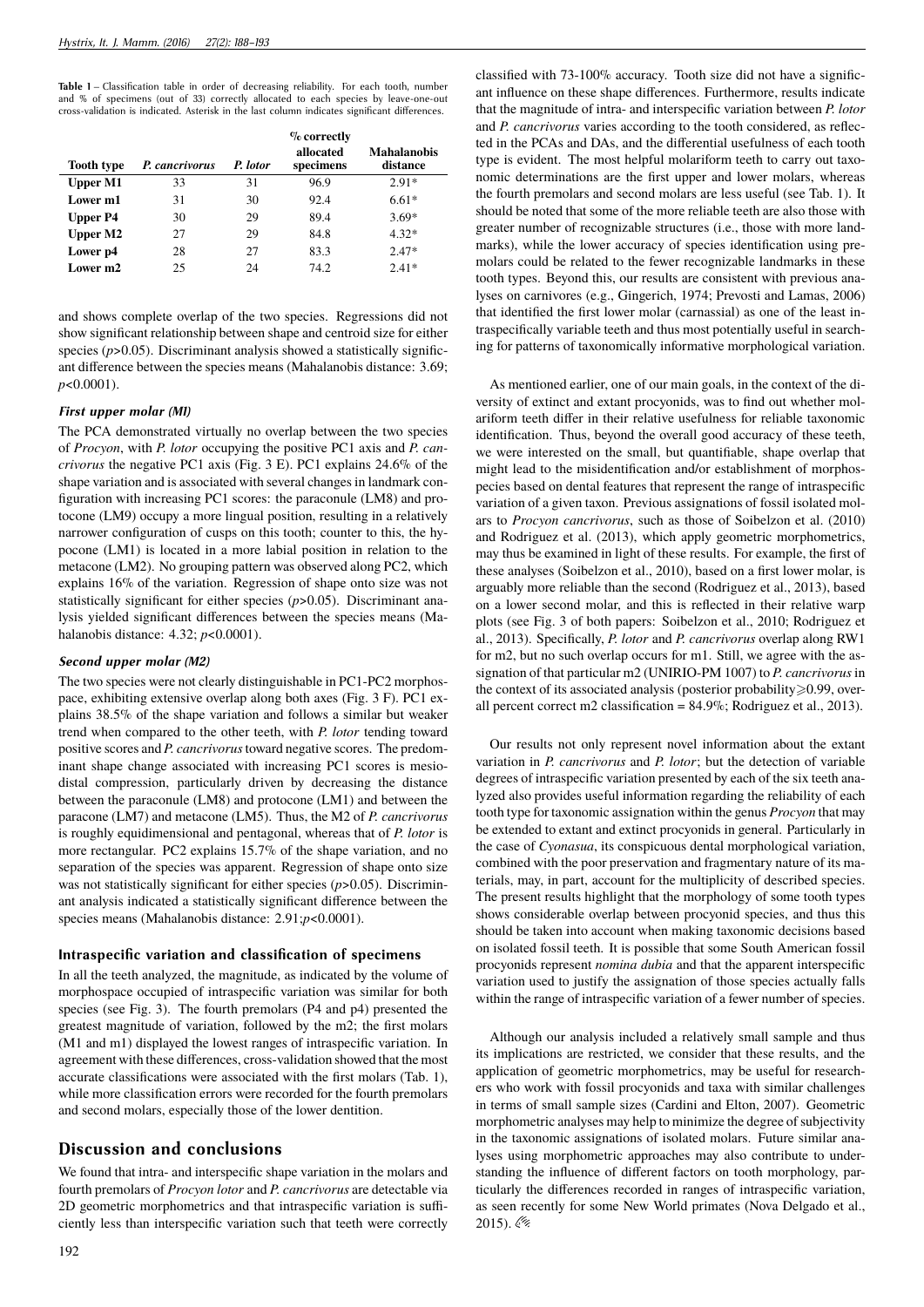**Table 1** – Classification table in order of decreasing reliability. For each tooth, number and % of specimens (out of 33) correctly allocated to each species by leave-one-out cross-validation is indicated. Asterisk in the last column indicates significant differences.

| Tooth type | *P. cancrivorus* | *P. lotor* | % correctly allocated specimens | Mahalanobis distance |
|---|---|---|---|---|
| Upper M1 | 33 | 31 | 96.9 | 2.91* |
| Lower m1 | 31 | 30 | 92.4 | 6.61* |
| Upper P4 | 30 | 29 | 89.4 | 3.69* |
| Upper M2 | 27 | 29 | 84.8 | 4.32* |
| Lower p4 | 28 | 27 | 83.3 | 2.47* |
| Lower m2 | 25 | 24 | 74.2 | 2.41* |

and shows complete overlap of the two species. Regressions did not show significant relationship between shape and centroid size for either species ($p>0.05$). Discriminant analysis showed a statistically significant difference between the species means (Mahalanobis distance: 3.69; $p<0.0001$).

### *First upper molar (M1)*

The PCA demonstrated virtually no overlap between the two species of *Procyon*, with *P. lotor* occupying the positive PC1 axis and *P. cancrivorus* the negative PC1 axis (Fig. 3 E). PC1 explains 24.6% of the shape variation and is associated with several changes in landmark configuration with increasing PC1 scores: the paraconule (LM8) and protocone (LM9) occupy a more lingual position, resulting in a relatively narrower configuration of cusps on this tooth; counter to this, the hypocone (LM1) is located in a more labial position in relation to the metacone (LM2). No grouping pattern was observed along PC2, which explains 16% of the variation. Regression of shape onto size was not statistically significant for either species ($p>0.05$). Discriminant analysis yielded significant differences between the species means (Mahalanobis distance: 4.32; $p<0.0001$).

### *Second upper molar (M2)*

The two species were not clearly distinguishable in PC1-PC2 morphospace, exhibiting extensive overlap along both axes (Fig. 3 F). PC1 explains 38.5% of the shape variation and follows a similar but weaker trend when compared to the other teeth, with *P. lotor* tending toward positive scores and *P. cancrivorus* toward negative scores. The predominant shape change associated with increasing PC1 scores is mesiodistal compression, particularly driven by decreasing the distance between the paraconule (LM8) and protocone (LM1) and between the paracone (LM7) and metacone (LM5). Thus, the M2 of *P. cancrivorus* is roughly equidimensional and pentagonal, whereas that of *P. lotor* is more rectangular. PC2 explains 15.7% of the shape variation, and no separation of the species was apparent. Regression of shape onto size was not statistically significant for either species ($p>0.05$). Discriminant analysis indicated a statistically significant difference between the species means (Mahalanobis distance: 2.91;$p<0.0001$).

### Intraspecific variation and classification of specimens

In all the teeth analyzed, the magnitude, as indicated by the volume of morphospace occupied of intraspecific variation was similar for both species (see Fig. 3). The fourth premolars (P4 and p4) presented the greatest magnitude of variation, followed by the m2; the first molars (M1 and m1) displayed the lowest ranges of intraspecific variation. In agreement with these differences, cross-validation showed that the most accurate classifications were associated with the first molars (Tab. 1), while more classification errors were recorded for the fourth premolars and second molars, especially those of the lower dentition.

## Discussion and conclusions

We found that intra- and interspecific shape variation in the molars and fourth premolars of *Procyon lotor* and *P. cancrivorus* are detectable via 2D geometric morphometrics and that intraspecific variation is sufficiently less than interspecific variation such that teeth were correctly classified with 73-100% accuracy. Tooth size did not have a significant influence on these shape differences. Furthermore, results indicate that the magnitude of intra- and interspecific variation between *P. lotor* and *P. cancrivorus* varies according to the tooth considered, as reflected in the PCAs and DAs, and the differential usefulness of each tooth type is evident. The most helpful molariform teeth to carry out taxonomic determinations are the first upper and lower molars, whereas the fourth premolars and second molars are less useful (see Tab. 1). It should be noted that some of the more reliable teeth are also those with greater number of recognizable structures (i.e., those with more landmarks), while the lower accuracy of species identification using premolars could be related to the fewer recognizable landmarks in these tooth types. Beyond this, our results are consistent with previous analyses on carnivores (e.g., Gingerich, 1974; Prevosti and Lamas, 2006) that identified the first lower molar (carnassial) as one of the least intraspecifically variable teeth and thus most potentially useful in searching for patterns of taxonomically informative morphological variation.

As mentioned earlier, one of our main goals, in the context of the diversity of extinct and extant procyonids, was to find out whether molariform teeth differ in their relative usefulness for reliable taxonomic identification. Thus, beyond the overall good accuracy of these teeth, we were interested on the small, but quantifiable, shape overlap that might lead to the misidentification and/or establishment of morphospecies based on dental features that represent the range of intraspecific variation of a given taxon. Previous assignations of fossil isolated molars to *Procyon cancrivorus*, such as those of Soibelzon et al. (2010) and Rodriguez et al. (2013), which apply geometric morphometrics, may thus be examined in light of these results. For example, the first of these analyses (Soibelzon et al., 2010), based on a first lower molar, is arguably more reliable than the second (Rodriguez et al., 2013), based on a lower second molar, and this is reflected in their relative warp plots (see Fig. 3 of both papers: Soibelzon et al., 2010; Rodriguez et al., 2013). Specifically, *P. lotor* and *P. cancrivorus* overlap along RW1 for m2, but no such overlap occurs for m1. Still, we agree with the assignation of that particular m2 (UNIRIO-PM 1007) to *P. cancrivorus* in the context of its associated analysis (posterior probability$\geqslant$0.99, overall percent correct m2 classification = 84.9%; Rodriguez et al., 2013).

Our results not only represent novel information about the extant variation in *P. cancrivorus* and *P. lotor*; but the detection of variable degrees of intraspecific variation presented by each of the six teeth analyzed also provides useful information regarding the reliability of each tooth type for taxonomic assignation within the genus *Procyon* that may be extended to extant and extinct procyonids in general. Particularly in the case of *Cyonasua*, its conspicuous dental morphological variation, combined with the poor preservation and fragmentary nature of its materials, may, in part, account for the multiplicity of described species. The present results highlight that the morphology of some tooth types shows considerable overlap between procyonid species, and thus this should be taken into account when making taxonomic decisions based on isolated fossil teeth. It is possible that some South American fossil procyonids represent *nomina dubia* and that the apparent interspecific variation used to justify the assignation of those species actually falls within the range of intraspecific variation of a fewer number of species.

Although our analysis included a relatively small sample and thus its implications are restricted, we consider that these results, and the application of geometric morphometrics, may be useful for researchers who work with fossil procyonids and taxa with similar challenges in terms of small sample sizes (Cardini and Elton, 2007). Geometric morphometric analyses may help to minimize the degree of subjectivity in the taxonomic assignations of isolated molars. Future similar analyses using morphometric approaches may also contribute to understanding the influence of different factors on tooth morphology, particularly the differences recorded in ranges of intraspecific variation, as seen recently for some New World primates (Nova Delgado et al., 2015).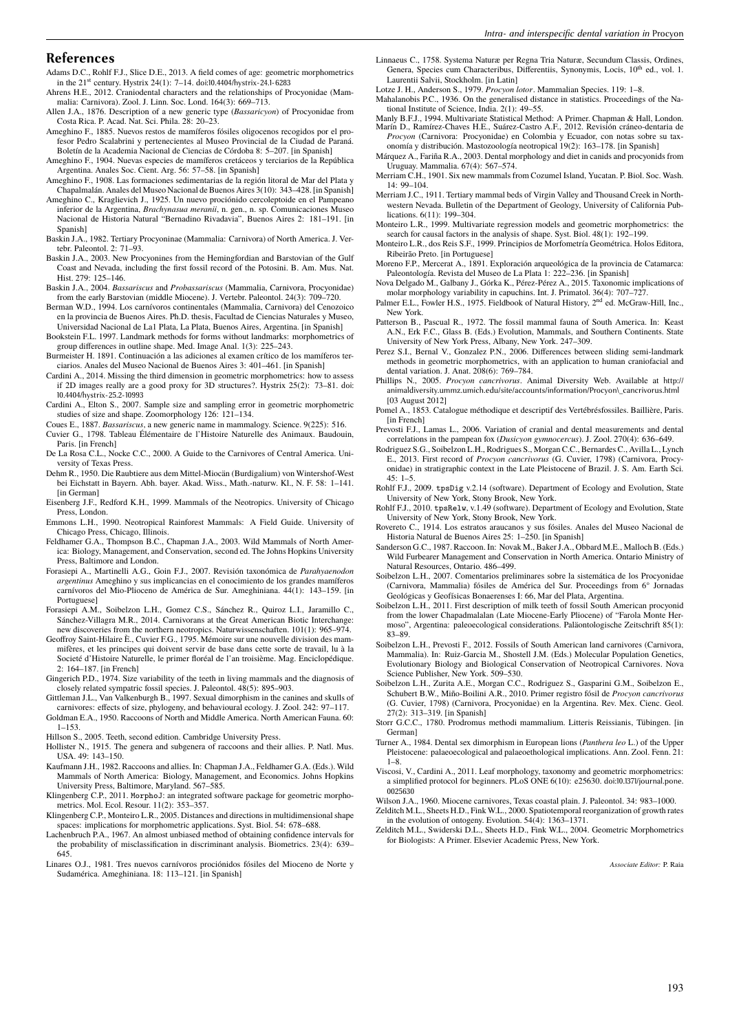## References

Adams D.C., Rohlf F.J., Slice D.E., 2013. A field comes of age: geometric morphometrics in the 21st century. Hystrix 24(1): 7–14. doi:10.4404/hystrix-24.1-6283

Ahrens H.E., 2012. Craniodental characters and the relationships of Procyonidae (Mammalia: Carnivora). Zool. J. Linn. Soc. Lond. 164(3): 669–713.

Allen J.A., 1876. Description of a new generic type (*Bassaricyon*) of Procyonidae from Costa Rica. P. Acad. Nat. Sci. Phila. 28: 20–23.

Ameghino F., 1885. Nuevos restos de mamíferos fósiles oligocenos recogidos por el profesor Pedro Scalabrini y pertenecientes al Museo Provincial de la Ciudad de Paraná. Boletín de la Academia Nacional de Ciencias de Córdoba 8: 5–207. [in Spanish]

Ameghino F., 1904. Nuevas especies de mamíferos cretáceos y terciarios de la República Argentina. Anales Soc. Cient. Arg. 56: 57–58. [in Spanish]

Ameghino F., 1908. Las formaciones sedimentarias de la región litoral de Mar del Plata y Chapalmalán. Anales del Museo Nacional de Buenos Aires 3(10): 343–428. [in Spanish]

Ameghino C., Kraglievich J., 1925. Un nuevo prociónido cercoleptoide en el Pampeano inferior de la Argentina, *Brachynasua meranii*, n. gen., n. sp. Comunicaciones Museo Nacional de Historia Natural "Bernadino Rivadavia", Buenos Aires 2: 181–191. [in Spanish]

Baskin J.A., 1982. Tertiary Procyoninae (Mammalia: Carnivora) of North America. J. Vertebr. Paleontol. 2: 71–93.

Baskin J.A., 2003. New Procyonines from the Hemingfordian and Barstovian of the Gulf Coast and Nevada, including the first fossil record of the Potosini. B. Am. Mus. Nat. Hist. 279: 125–146.

Baskin J.A., 2004. *Bassariscus* and *Probassariscus* (Mammalia, Carnivora, Procyonidae) from the early Barstovian (middle Miocene). J. Vertebr. Paleontol. 24(3): 709–720.

Berman W.D., 1994. Los carnívoros continentales (Mammalia, Carnivora) del Cenozoico en la provincia de Buenos Aires. Ph.D. thesis, Facultad de Ciencias Naturales y Museo, Universidad Nacional de La1 Plata, La Plata, Buenos Aires, Argentina. [in Spanish]

Bookstein F.L. 1997. Landmark methods for forms without landmarks: morphometrics of group differences in outline shape. Med. Image Anal. 1(3): 225–243.

Burmeister H. 1891. Continuación a las adiciones al examen crítico de los mamíferos terciarios. Anales del Museo Nacional de Buenos Aires 3: 401–461. [in Spanish]

Cardini A., 2014. Missing the third dimension in geometric morphometrics: how to assess if 2D images really are a good proxy for 3D structures?. Hystrix 25(2): 73–81. doi: 10.4404/hystrix-25.2-10993

Cardini A., Elton S., 2007. Sample size and sampling error in geometric morphometric studies of size and shape. Zoomorphology 126: 121–134.

Coues E., 1887. *Bassariscus*, a new generic name in mammalogy. Science. 9(225): 516.

Cuvier G., 1798. Tableau Élémentaire de l'Histoire Naturelle des Animaux. Baudouin, Paris. [in French]

De La Rosa C.L., Nocke C.C., 2000. A Guide to the Carnivores of Central America. University of Texas Press.

Dehm R., 1950. Die Raubtiere aus dem Mittel-Miocän (Burdigalium) von Wintershof-West bei Eichstatt in Bayern. Abh. bayer. Akad. Wiss., Math.-naturw. Kl., N. F. 58: 1–141. [in German]

Eisenberg J.F., Redford K.H., 1999. Mammals of the Neotropics. University of Chicago Press, London.

Emmons L.H., 1990. Neotropical Rainforest Mammals: A Field Guide. University of Chicago Press, Chicago, Illinois.

Feldhamer G.A., Thompson B.C., Chapman J.A., 2003. Wild Mammals of North America: Biology, Management, and Conservation, second ed. The Johns Hopkins University Press, Baltimore and London.

Forasiepi A., Martinelli A.G., Goin F.J., 2007. Revisión taxonómica de *Parahyaenodon argentinus* Ameghino y sus implicancias en el conocimiento de los grandes mamíferos carnívoros del Mio-Plioceno de América de Sur. Ameghiniana. 44(1): 143–159. [in Portuguese]

Forasiepi A.M., Soibelzon L.H., Gomez C.S., Sánchez R., Quiroz L.I., Jaramillo C., Sánchez-Villagra M.R., 2014. Carnivorans at the Great American Biotic Interchange: new discoveries from the northern neotropics. Naturwissenschaften. 101(1): 965–974.

Geoffroy Saint-Hilaire É., Cuvier F.G., 1795. Mémoire sur une nouvelle division des mammifères, et les principes qui doivent servir de base dans cette sorte de travail, lu à la Societé d'Histoire Naturelle, le primer floréal de l'an troisième. Mag. Enciclopédique. 2: 164–187. [in French]

Gingerich P.D., 1974. Size variability of the teeth in living mammals and the diagnosis of closely related sympatric fossil species. J. Paleontol. 48(5): 895–903.

Gittleman J.L., Van Valkenburgh B., 1997. Sexual dimorphism in the canines and skulls of carnivores: effects of size, phylogeny, and behavioural ecology. J. Zool. 242: 97–117.

Goldman E.A., 1950. Raccoons of North and Middle America. North American Fauna. 60: 1–153.

Hillson S., 2005. Teeth, second edition. Cambridge University Press.

Hollister N., 1915. The genera and subgenera of raccoons and their allies. P. Natl. Mus. USA. 49: 143–150.

Kaufmann J.H., 1982. Raccoons and allies. In: Chapman J.A., Feldhamer G.A. (Eds.). Wild Mammals of North America: Biology, Management, and Economics. Johns Hopkins University Press, Baltimore, Maryland. 567–585.

Klingenberg C.P., 2011. MorphoJ: an integrated software package for geometric morphometrics. Mol. Ecol. Resour. 11(2): 353–357.

Klingenberg C.P., Monteiro L.R., 2005. Distances and directions in multidimensional shape spaces: implications for morphometric applications. Syst. Biol. 54: 678–688.

Lachenbruch P.A., 1967. An almost unbiased method of obtaining confidence intervals for the probability of misclassification in discriminant analysis. Biometrics. 23(4): 639–645.

Linares O.J., 1981. Tres nuevos carnívoros prociónidos fósiles del Mioceno de Norte y Sudamérica. Ameghiniana. 18: 113–121. [in Spanish]

Linnaeus C., 1758. Systema Naturæ per Regna Tria Naturæ, Secundum Classis, Ordines, Genera, Species cum Characteribus, Differentiis, Synonymis, Locis, 10th ed., vol. 1. Laurentii Salvii, Stockholm. [in Latin]

Lotze J. H., Anderson S., 1979. *Procyon lotor*. Mammalian Species. 119: 1–8.

Mahalanobis P.C., 1936. On the generalised distance in statistics. Proceedings of the National Institute of Science, India. 2(1): 49–55.

Manly B.F.J., 1994. Multivariate Statistical Method: A Primer. Chapman & Hall, London.

Marín D., Ramírez-Chaves H.E., Suárez-Castro A.F., 2012. Revisión cráneo-dentaria de *Procyon* (Carnivora: Procyonidae) en Colombia y Ecuador, con notas sobre su taxonomía y distribución. Mastozoología neotropical 19(2): 163–178. [in Spanish]

Márquez A., Fariña R.A., 2003. Dental morphology and diet in canids and procyonids from Uruguay. Mammalia. 67(4): 567–574.

Merriam C.H., 1901. Six new mammals from Cozumel Island, Yucatan. P. Biol. Soc. Wash. 14: 99–104.

Merriam J.C., 1911. Tertiary mammal beds of Virgin Valley and Thousand Creek in Northwestern Nevada. Bulletin of the Department of Geology, University of California Publications. 6(11): 199–304.

Monteiro L.R., 1999. Multivariate regression models and geometric morphometrics: the search for causal factors in the analysis of shape. Syst. Biol. 48(1): 192–199.

Monteiro L.R., dos Reis S.F., 1999. Principios de Morfometría Geométrica. Holos Editora, Ribeirão Preto. [in Portuguese]

Moreno F.P., Mercerat A., 1891. Exploración arqueológica de la provincia de Catamarca: Paleontología. Revista del Museo de La Plata 1: 222–236. [in Spanish]

Nova Delgado M., Galbany J., Górka K., Pérez-Pérez A., 2015. Taxonomic implications of molar morphology variability in capuchins. Int. J. Primatol. 36(4): 707–727.

Palmer E.L., Fowler H.S., 1975. Fieldbook of Natural History, 2nd ed. McGraw-Hill, Inc., New York.

Patterson B., Pascual R., 1972. The fossil mammal fauna of South America. In: Keast A.N., Erk F.C., Glass B. (Eds.) Evolution, Mammals, and Southern Continents. State University of New York Press, Albany, New York. 247–309.

Perez S.I., Bernal V., Gonzalez P.N., 2006. Differences between sliding semi-landmark methods in geometric morphometrics, with an application to human craniofacial and dental variation. J. Anat. 208(6): 769–784.

Phillips N., 2005. *Procyon cancrivorus*. Animal Diversity Web. Available at http://animaldiversity.ummz.umich.edu/site/accounts/information/Procyon\_cancrivorus.html [03 August 2012]

Pomel A., 1853. Catalogue méthodique et descriptif des Vertébrésfossiles. Baillière, Paris. [in French]

Prevosti F.J., Lamas L., 2006. Variation of cranial and dental measurements and dental correlations in the pampean fox (*Dusicyon gymnocercus*). J. Zool. 270(4): 636–649.

Rodriguez S.G., Soibelzon L.H., Rodrigues S., Morgan C.C., Bernardes C., Avilla L., Lynch E., 2013. First record of *Procyon cancrivorus* (G. Cuvier, 1798) (Carnivora, Procyonidae) in stratigraphic context in the Late Pleistocene of Brazil. J. S. Am. Earth Sci. 45: 1–5.

Rohlf F.J., 2009. tpsDig v.2.14 (software). Department of Ecology and Evolution, State University of New York, Stony Brook, New York.

Rohlf F.J., 2010. tpsRelw, v.1.49 (software). Department of Ecology and Evolution, State University of New York, Stony Brook, New York.

Rovereto C., 1914. Los estratos araucanos y sus fósiles. Anales del Museo Nacional de Historia Natural de Buenos Aires 25: 1–250. [in Spanish]

Sanderson G.C., 1987. Raccoon. In: Novak M., Baker J.A., Obbard M.E., Malloch B. (Eds.) Wild Furbearer Management and Conservation in North America. Ontario Ministry of Natural Resources, Ontario. 486–499.

Soibelzon L.H., 2007. Comentarios preliminares sobre la sistemática de los Procyonidae (Carnivora, Mammalia) fósiles de América del Sur. Proceedings from 6° Jornadas Geológicas y Geofísicas Bonaerenses I: 66, Mar del Plata, Argentina.

Soibelzon L.H., 2011. First description of milk teeth of fossil South American procyonid from the lower Chapadmalalan (Late Miocene-Early Pliocene) of "Farola Monte Hermoso", Argentina: paleoecological considerations. Paläontologische Zeitschrift 85(1): 83–89.

Soibelzon L.H., Prevosti F., 2012. Fossils of South American land carnivores (Carnivora, Mammalia). In: Ruiz-Garcia M., Shostell J.M. (Eds.) Molecular Population Genetics, Evolutionary Biology and Biological Conservation of Neotropical Carnivores. Nova Science Publisher, New York. 509–530.

Soibelzon L.H., Zurita A.E., Morgan C.C., Rodriguez S., Gasparini G.M., Soibelzon E., Schubert B.W., Miño-Boilini A.R., 2010. Primer registro fósil de *Procyon cancrivorus* (G. Cuvier, 1798) (Carnivora, Procyonidae) en la Argentina. Rev. Mex. Cienc. Geol. 27(2): 313–319. [in Spanish]

Storr G.C.C., 1780. Prodromus methodi mammalium. Litteris Reissianis, Tübingen. [in German]

Turner A., 1984. Dental sex dimorphism in European lions (*Panthera leo* L.) of the Upper Pleistocene: palaeoecological and palaeoethological implications. Ann. Zool. Fenn. 21: 1–8.

Viscosi, V., Cardini A., 2011. Leaf morphology, taxonomy and geometric morphometrics: a simplified protocol for beginners. PLoS ONE 6(10): e25630. doi:10.1371/journal.pone.0025630

Wilson J.A., 1960. Miocene carnivores, Texas coastal plain. J. Paleontol. 34: 983–1000.

Zelditch M.L., Sheets H.D., Fink W.L., 2000. Spatiotemporal reorganization of growth rates in the evolution of ontogeny. Evolution. 54(4): 1363–1371.

Zelditch M.L., Swiderski D.L., Sheets H.D., Fink W.L., 2004. Geometric Morphometrics for Biologists: A Primer. Elsevier Academic Press, New York.

*Associate Editor:* P. Raia